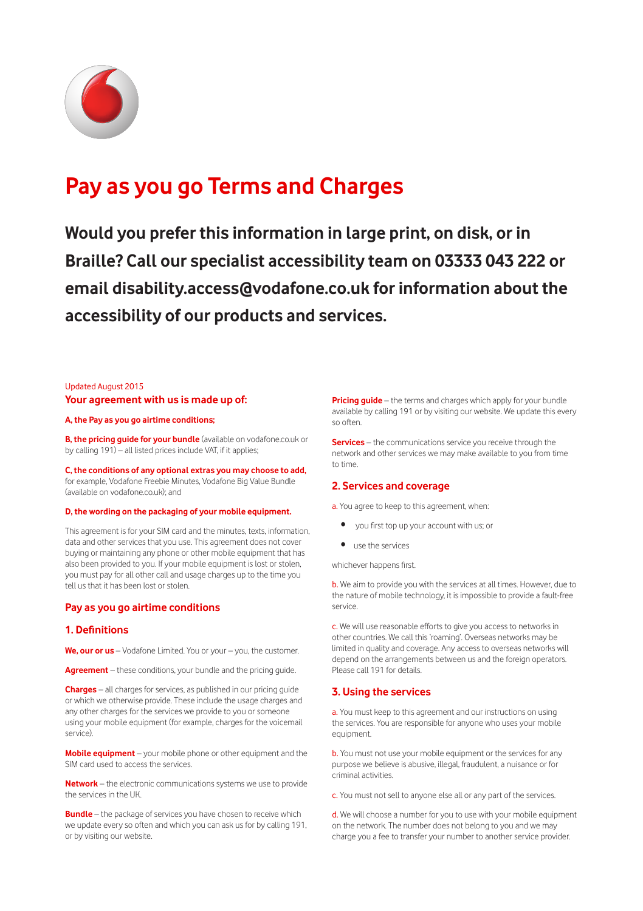// Pay as you go Terms and Charges

# Pay as you go Terms and Charges

**Would you prefer this information in large print, on disk, or in Braille? Call our specialist accessibility team on 03333 043 222 or email disability.access@vodafone.co.uk for information about the accessibility of our products and services.**

Updated August 2015

## Your agreement with us is made up of:

**A, the Pay as you go airtime conditions;**

**B, the pricing guide for your bundle** (available on vodafone.co.uk or by calling 191) – all listed prices include VAT, if it applies;

**C, the conditions of any optional extras you may choose to add,** for example, Vodafone Freebie Minutes, Vodafone Big Value Bundle (available on vodafone.co.uk); and

**D, the wording on the packaging of your mobile equipment.**

This agreement is for your SIM card and the minutes, texts, information, data and other services that you use. This agreement does not cover buying or maintaining any phone or other mobile equipment that has also been provided to you. If your mobile equipment is lost or stolen, you must pay for all other call and usage charges up to the time you tell us that it has been lost or stolen.

## Pay as you go airtime conditions

### 1. Definitions

**We, our or us** – Vodafone Limited. You or your – you, the customer.

**Agreement** – these conditions, your bundle and the pricing guide.

**Charges** – all charges for services, as published in our pricing guide or which we otherwise provide. These include the usage charges and any other charges for the services we provide to you or someone using your mobile equipment (for example, charges for the voicemail service).

**Mobile equipment** – your mobile phone or other equipment and the SIM card used to access the services.

**Network** – the electronic communications systems we use to provide the services in the UK.

**Bundle** – the package of services you have chosen to receive which we update every so often and which you can ask us for by calling 191, or by visiting our website.

**Pricing guide** – the terms and charges which apply for your bundle available by calling 191 or by visiting our website. We update this every so often.

**Services** – the communications service you receive through the network and other services we may make available to you from time to time.

### 2. Services and coverage

a. You agree to keep to this agreement, when:

- you first top up your account with us; or
- use the services

whichever happens first.

b. We aim to provide you with the services at all times. However, due to the nature of mobile technology, it is impossible to provide a fault-free service.

c. We will use reasonable efforts to give you access to networks in other countries. We call this 'roaming'. Overseas networks may be limited in quality and coverage. Any access to overseas networks will depend on the arrangements between us and the foreign operators. Please call 191 for details.

### 3. Using the services

a. You must keep to this agreement and our instructions on using the services. You are responsible for anyone who uses your mobile equipment.

b. You must not use your mobile equipment or the services for any purpose we believe is abusive, illegal, fraudulent, a nuisance or for criminal activities.

c. You must not sell to anyone else all or any part of the services.

d. We will choose a number for you to use with your mobile equipment on the network. The number does not belong to you and we may charge you a fee to transfer your number to another service provider.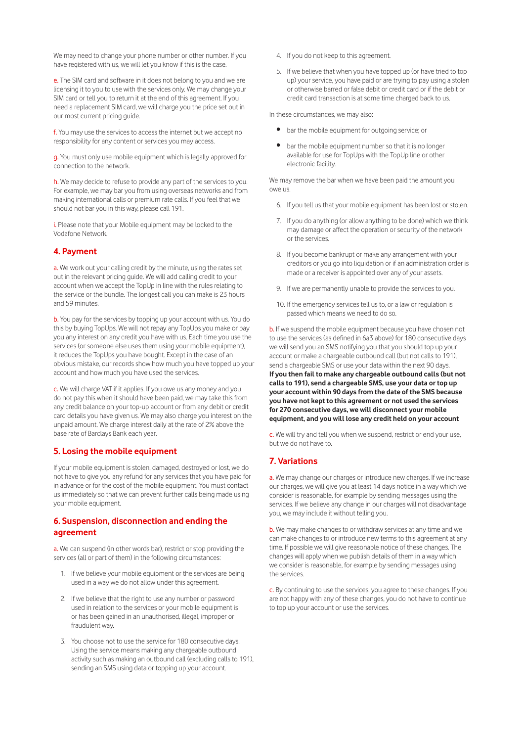We may need to change your phone number or other number. If you have registered with us, we will let you know if this is the case.

e. The SIM card and software in it does not belong to you and we are licensing it to you to use with the services only. We may change your SIM card or tell you to return it at the end of this agreement. If you need a replacement SIM card, we will charge you the price set out in our most current pricing guide.

f. You may use the services to access the internet but we accept no responsibility for any content or services you may access.

g. You must only use mobile equipment which is legally approved for connection to the network.

h. We may decide to refuse to provide any part of the services to you. For example, we may bar you from using overseas networks and from making international calls or premium rate calls. If you feel that we should not bar you in this way, please call 191.

i. Please note that your Mobile equipment may be locked to the Vodafone Network.

## 4. Payment

a. We work out your calling credit by the minute, using the rates set out in the relevant pricing guide. We will add calling credit to your account when we accept the TopUp in line with the rules relating to the service or the bundle. The longest call you can make is 23 hours and 59 minutes.

b. You pay for the services by topping up your account with us. You do this by buying TopUps. We will not repay any TopUps you make or pay you any interest on any credit you have with us. Each time you use the services (or someone else uses them using your mobile equipment), it reduces the TopUps you have bought. Except in the case of an obvious mistake, our records show how much you have topped up your account and how much you have used the services.

c. We will charge VAT if it applies. If you owe us any money and you do not pay this when it should have been paid, we may take this from any credit balance on your top-up account or from any debit or credit card details you have given us. We may also charge you interest on the unpaid amount. We charge interest daily at the rate of 2% above the base rate of Barclays Bank each year.

## 5. Losing the mobile equipment

If your mobile equipment is stolen, damaged, destroyed or lost, we do not have to give you any refund for any services that you have paid for in advance or for the cost of the mobile equipment. You must contact us immediately so that we can prevent further calls being made using your mobile equipment.

## 6. Suspension, disconnection and ending the agreement

a. We can suspend (in other words bar), restrict or stop providing the services (all or part of them) in the following circumstances:

1. If we believe your mobile equipment or the services are being used in a way we do not allow under this agreement.
2. If we believe that the right to use any number or password used in relation to the services or your mobile equipment is or has been gained in an unauthorised, illegal, improper or fraudulent way.
3. You choose not to use the service for 180 consecutive days. Using the service means making any chargeable outbound activity such as making an outbound call (excluding calls to 191), sending an SMS using data or topping up your account.
4. If you do not keep to this agreement.
5. If we believe that when you have topped up (or have tried to top up) your service, you have paid or are trying to pay using a stolen or otherwise barred or false debit or credit card or if the debit or credit card transaction is at some time charged back to us.

In these circumstances, we may also:

- bar the mobile equipment for outgoing service; or
- bar the mobile equipment number so that it is no longer available for use for TopUps with the TopUp line or other electronic facility.

We may remove the bar when we have been paid the amount you owe us.

6. If you tell us that your mobile equipment has been lost or stolen.
7. If you do anything (or allow anything to be done) which we think may damage or affect the operation or security of the network or the services.
8. If you become bankrupt or make any arrangement with your creditors or you go into liquidation or if an administration order is made or a receiver is appointed over any of your assets.
9. If we are permanently unable to provide the services to you.
10. If the emergency services tell us to, or a law or regulation is passed which means we need to do so.

b. If we suspend the mobile equipment because you have chosen not to use the services (as defined in 6a3 above) for 180 consecutive days we will send you an SMS notifying you that you should top up your account or make a chargeable outbound call (but not calls to 191), send a chargeable SMS or use your data within the next 90 days. **If you then fail to make any chargeable outbound calls (but not calls to 191), send a chargeable SMS, use your data or top up your account within 90 days from the date of the SMS because you have not kept to this agreement or not used the services for 270 consecutive days, we will disconnect your mobile equipment, and you will lose any credit held on your account**

c. We will try and tell you when we suspend, restrict or end your use, but we do not have to.

## 7. Variations

a. We may change our charges or introduce new charges. If we increase our charges, we will give you at least 14 days notice in a way which we consider is reasonable, for example by sending messages using the services. If we believe any change in our charges will not disadvantage you, we may include it without telling you.

b. We may make changes to or withdraw services at any time and we can make changes to or introduce new terms to this agreement at any time. If possible we will give reasonable notice of these changes. The changes will apply when we publish details of them in a way which we consider is reasonable, for example by sending messages using the services.

c. By continuing to use the services, you agree to these changes. If you are not happy with any of these changes, you do not have to continue to top up your account or use the services.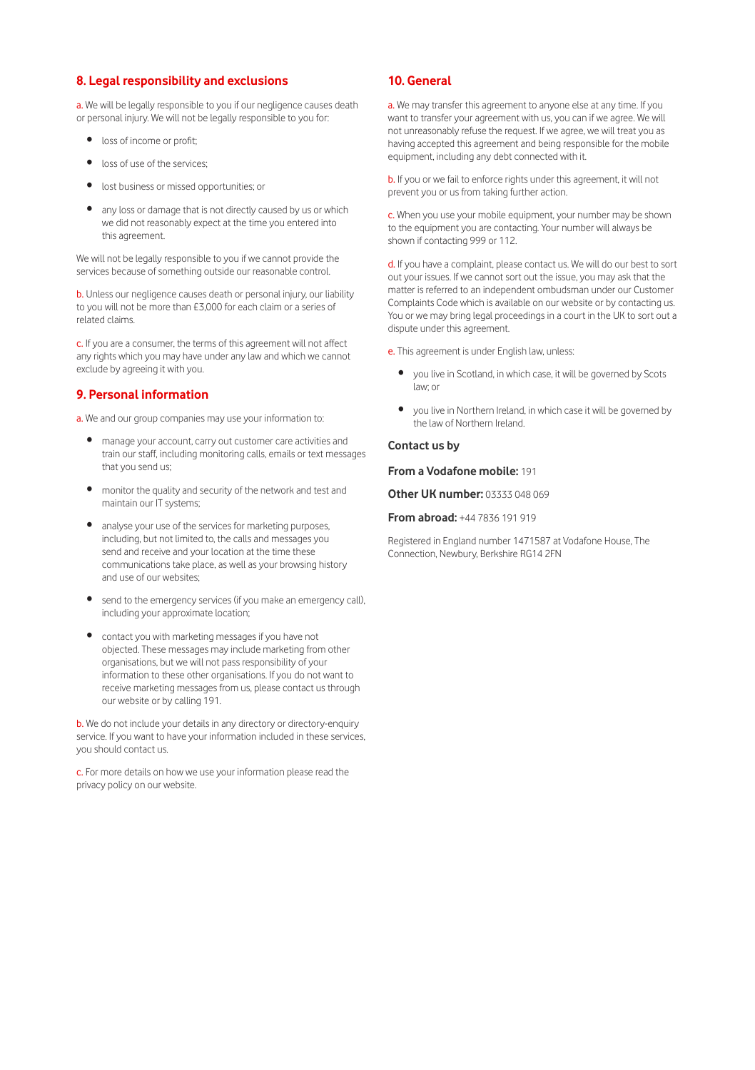## 8. Legal responsibility and exclusions

a. We will be legally responsible to you if our negligence causes death or personal injury. We will not be legally responsible to you for:

- loss of income or profit;
- loss of use of the services;
- lost business or missed opportunities; or
- any loss or damage that is not directly caused by us or which we did not reasonably expect at the time you entered into this agreement.

We will not be legally responsible to you if we cannot provide the services because of something outside our reasonable control.

b. Unless our negligence causes death or personal injury, our liability to you will not be more than £3,000 for each claim or a series of related claims.

c. If you are a consumer, the terms of this agreement will not affect any rights which you may have under any law and which we cannot exclude by agreeing it with you.

## 9. Personal information

a. We and our group companies may use your information to:

- manage your account, carry out customer care activities and train our staff, including monitoring calls, emails or text messages that you send us;
- monitor the quality and security of the network and test and maintain our IT systems;
- analyse your use of the services for marketing purposes, including, but not limited to, the calls and messages you send and receive and your location at the time these communications take place, as well as your browsing history and use of our websites;
- send to the emergency services (if you make an emergency call), including your approximate location;
- contact you with marketing messages if you have not objected. These messages may include marketing from other organisations, but we will not pass responsibility of your information to these other organisations. If you do not want to receive marketing messages from us, please contact us through our website or by calling 191.

b. We do not include your details in any directory or directory-enquiry service. If you want to have your information included in these services, you should contact us.

c. For more details on how we use your information please read the privacy policy on our website.

## 10. General

a. We may transfer this agreement to anyone else at any time. If you want to transfer your agreement with us, you can if we agree. We will not unreasonably refuse the request. If we agree, we will treat you as having accepted this agreement and being responsible for the mobile equipment, including any debt connected with it.

b. If you or we fail to enforce rights under this agreement, it will not prevent you or us from taking further action.

c. When you use your mobile equipment, your number may be shown to the equipment you are contacting. Your number will always be shown if contacting 999 or 112.

d. If you have a complaint, please contact us. We will do our best to sort out your issues. If we cannot sort out the issue, you may ask that the matter is referred to an independent ombudsman under our Customer Complaints Code which is available on our website or by contacting us. You or we may bring legal proceedings in a court in the UK to sort out a dispute under this agreement.

e. This agreement is under English law, unless:

- you live in Scotland, in which case, it will be governed by Scots law; or
- you live in Northern Ireland, in which case it will be governed by the law of Northern Ireland.

### Contact us by

**From a Vodafone mobile:** 191

**Other UK number:** 03333 048 069

**From abroad:** +44 7836 191 919

Registered in England number 1471587 at Vodafone House, The Connection, Newbury, Berkshire RG14 2FN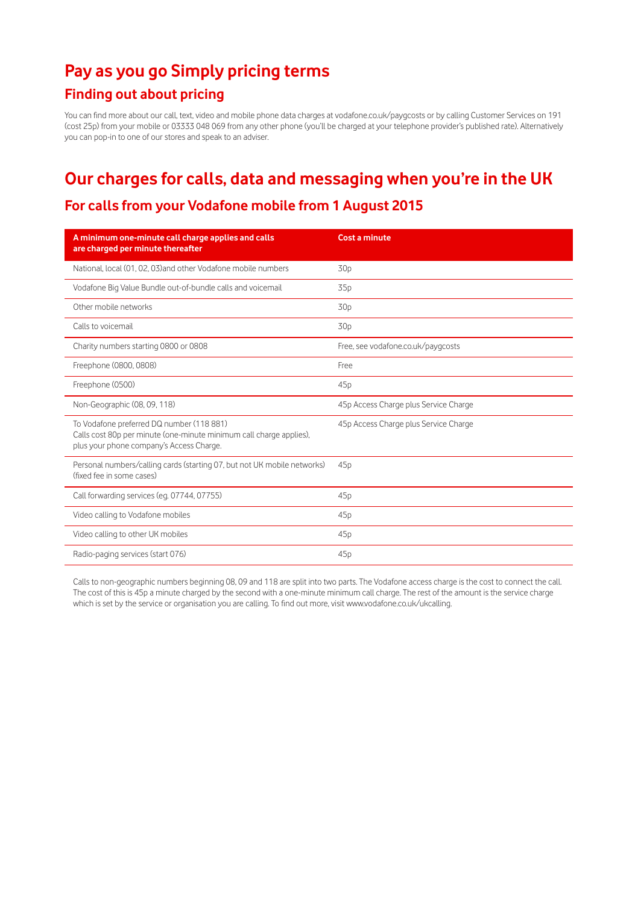# Pay as you go Simply pricing terms

## Finding out about pricing

You can find more about our call, text, video and mobile phone data charges at vodafone.co.uk/paygcosts or by calling Customer Services on 191 (cost 25p) from your mobile or 03333 048 069 from any other phone (you'll be charged at your telephone provider's published rate). Alternatively you can pop-in to one of our stores and speak to an adviser.

# Our charges for calls, data and messaging when you're in the UK

## For calls from your Vodafone mobile from 1 August 2015

| A minimum one-minute call charge applies and calls are charged per minute thereafter | Cost a minute |
|---|---|
| National, local (01, 02, 03)and other Vodafone mobile numbers | 30p |
| Vodafone Big Value Bundle out-of-bundle calls and voicemail | 35p |
| Other mobile networks | 30p |
| Calls to voicemail | 30p |
| Charity numbers starting 0800 or 0808 | Free, see vodafone.co.uk/paygcosts |
| Freephone (0800, 0808) | Free |
| Freephone (0500) | 45p |
| Non-Geographic (08, 09, 118) | 45p Access Charge plus Service Charge |
| To Vodafone preferred DQ number (118 881) Calls cost 80p per minute (one-minute minimum call charge applies), plus your phone company's Access Charge. | 45p Access Charge plus Service Charge |
| Personal numbers/calling cards (starting 07, but not UK mobile networks) (fixed fee in some cases) | 45p |
| Call forwarding services (eg. 07744, 07755) | 45p |
| Video calling to Vodafone mobiles | 45p |
| Video calling to other UK mobiles | 45p |
| Radio-paging services (start 076) | 45p |

Calls to non-geographic numbers beginning 08, 09 and 118 are split into two parts. The Vodafone access charge is the cost to connect the call. The cost of this is 45p a minute charged by the second with a one-minute minimum call charge. The rest of the amount is the service charge which is set by the service or organisation you are calling. To find out more, visit www.vodafone.co.uk/ukcalling.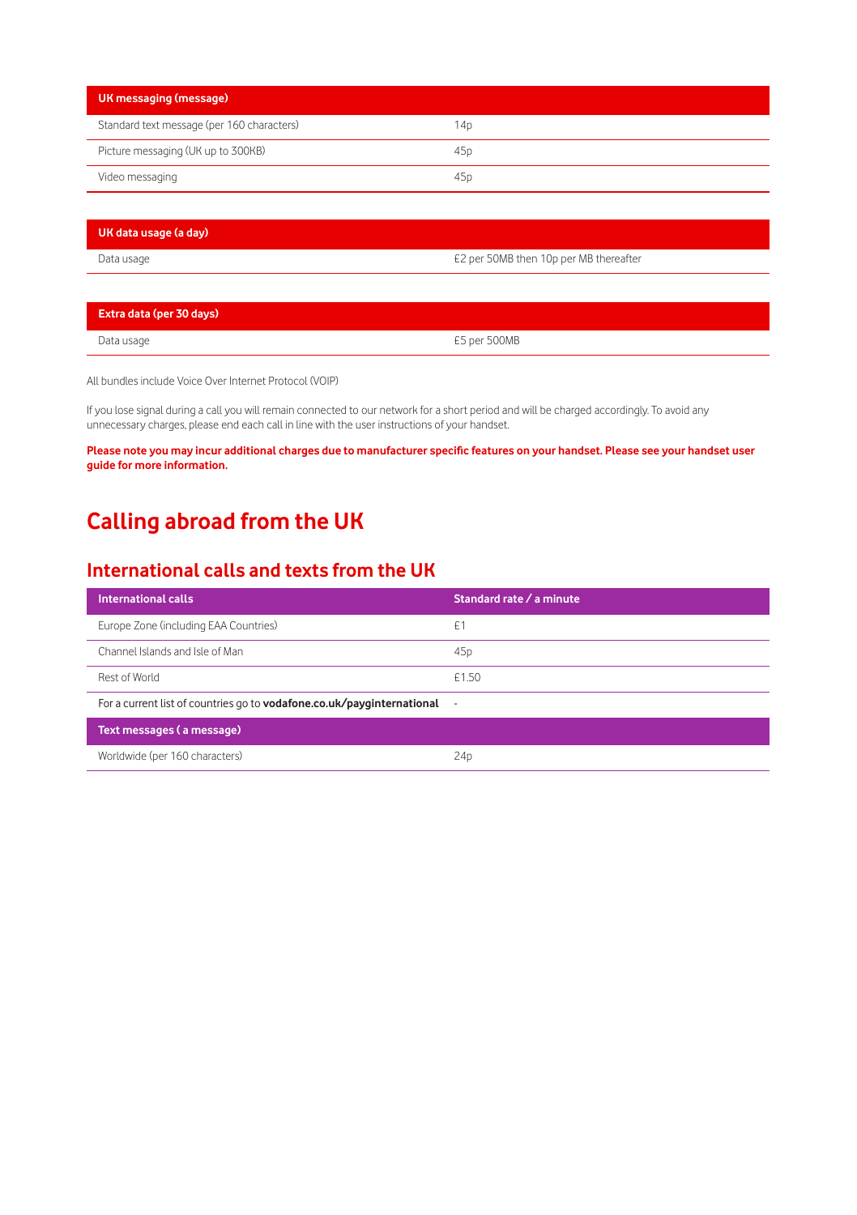| UK messaging (message) | |
|---|---|
| Standard text message (per 160 characters) | 14p |
| Picture messaging (UK up to 300KB) | 45p |
| Video messaging | 45p |

| UK data usage (a day) | |
|---|---|
| Data usage | £2 per 50MB then 10p per MB thereafter |

| Extra data (per 30 days) | |
|---|---|
| Data usage | £5 per 500MB |

All bundles include Voice Over Internet Protocol (VOIP)

If you lose signal during a call you will remain connected to our network for a short period and will be charged accordingly. To avoid any unnecessary charges, please end each call in line with the user instructions of your handset.

**Please note you may incur additional charges due to manufacturer specific features on your handset. Please see your handset user guide for more information.**

# Calling abroad from the UK

## International calls and texts from the UK

| International calls | Standard rate / a minute |
|---|---|
| Europe Zone (including EAA Countries) | £1 |
| Channel Islands and Isle of Man | 45p |
| Rest of World | £1.50 |
| For a current list of countries go to **vodafone.co.uk/payginternational** | - |
| **Text messages ( a message)** | |
| Worldwide (per 160 characters) | 24p |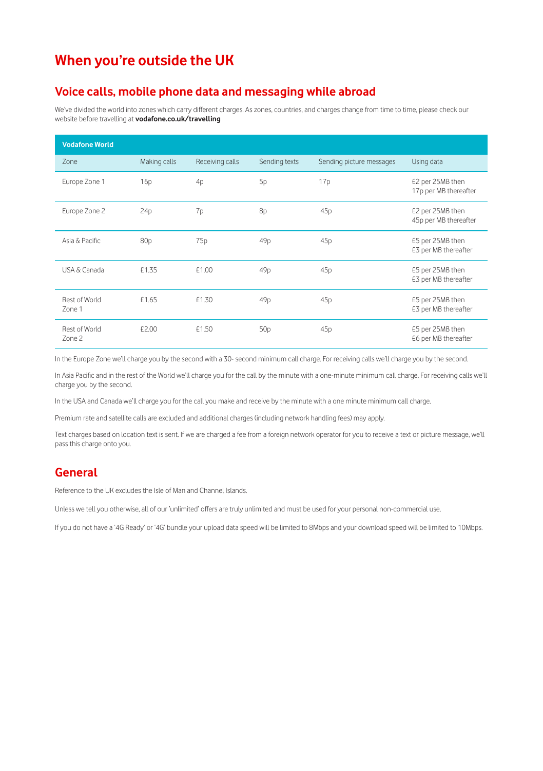# When you're outside the UK

## Voice calls, mobile phone data and messaging while abroad

We've divided the world into zones which carry different charges. As zones, countries, and charges change from time to time, please check our website before travelling at **vodafone.co.uk/travelling**

| Vodafone World | | | | | |
|---|---|---|---|---|---|
| Zone | Making calls | Receiving calls | Sending texts | Sending picture messages | Using data |
| Europe Zone 1 | 16p | 4p | 5p | 17p | £2 per 25MB then 17p per MB thereafter |
| Europe Zone 2 | 24p | 7p | 8p | 45p | £2 per 25MB then 45p per MB thereafter |
| Asia & Pacific | 80p | 75p | 49p | 45p | £5 per 25MB then £3 per MB thereafter |
| USA & Canada | £1.35 | £1.00 | 49p | 45p | £5 per 25MB then £3 per MB thereafter |
| Rest of World Zone 1 | £1.65 | £1.30 | 49p | 45p | £5 per 25MB then £3 per MB thereafter |
| Rest of World Zone 2 | £2.00 | £1.50 | 50p | 45p | £5 per 25MB then £6 per MB thereafter |

In the Europe Zone we'll charge you by the second with a 30- second minimum call charge. For receiving calls we'll charge you by the second.

In Asia Pacific and in the rest of the World we'll charge you for the call by the minute with a one-minute minimum call charge. For receiving calls we'll charge you by the second.

In the USA and Canada we'll charge you for the call you make and receive by the minute with a one minute minimum call charge.

Premium rate and satellite calls are excluded and additional charges (including network handling fees) may apply.

Text charges based on location text is sent. If we are charged a fee from a foreign network operator for you to receive a text or picture message, we'll pass this charge onto you.

## General

Reference to the UK excludes the Isle of Man and Channel Islands.

Unless we tell you otherwise, all of our 'unlimited' offers are truly unlimited and must be used for your personal non-commercial use.

If you do not have a '4G Ready' or '4G' bundle your upload data speed will be limited to 8Mbps and your download speed will be limited to 10Mbps.